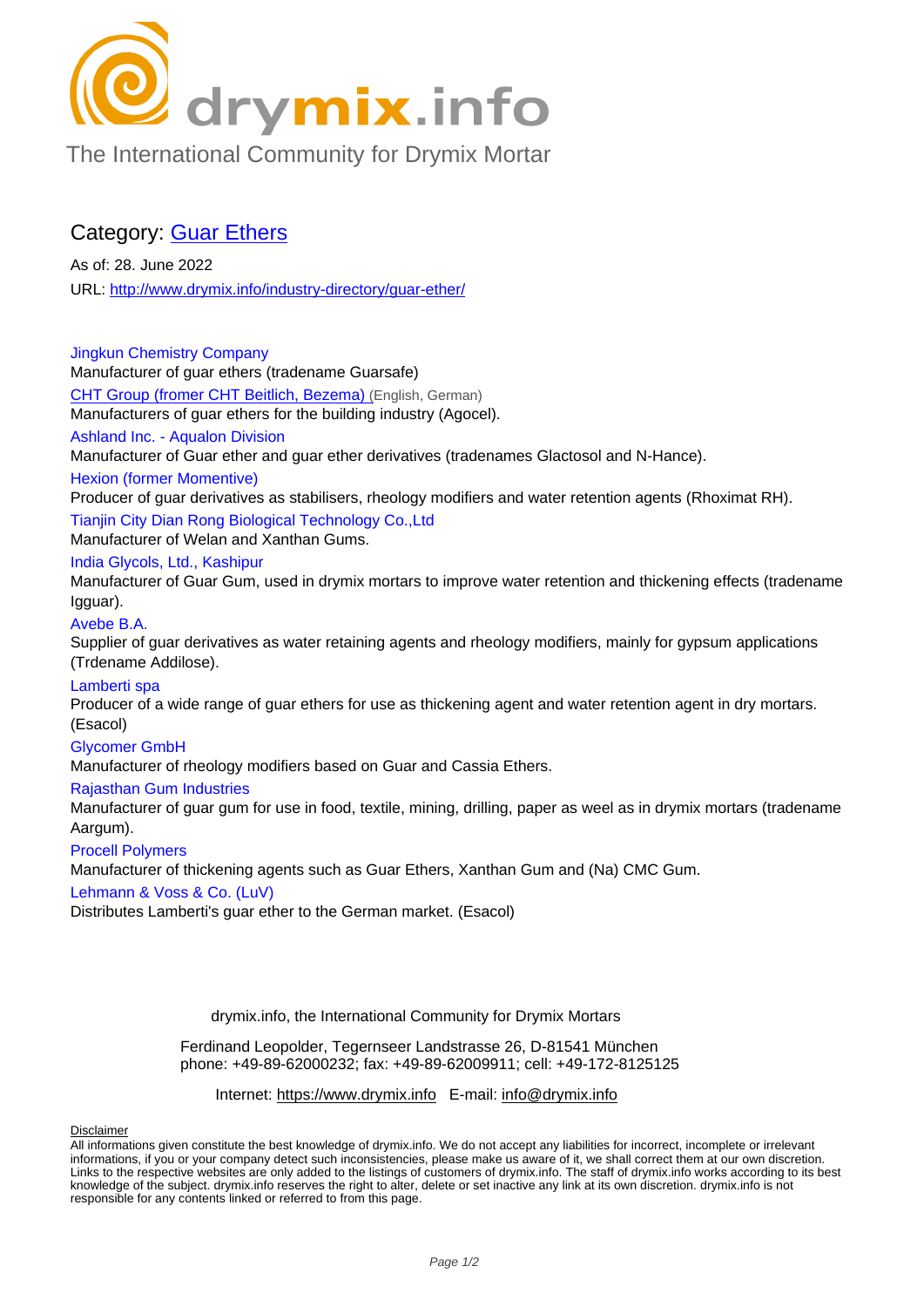# drymix.info

The International Community for Drymix Mortar

## Category: Guar Ethers

As of: 28. June 2022

URL: http://www.drymix.info/industry-directory/guar-ether/

Jingkun Chemistry Company

Manufacturer of guar ethers (tradename Guarsafe)

CHT Group (fromer CHT Beitlich, Bezema) (English, German)

Manufacturers of guar ethers for the building industry (Agocel).

Ashland Inc. - Aqualon Division

Manufacturer of Guar ether and guar ether derivatives (tradenames Glactosol and N-Hance).

Hexion (former Momentive)

Producer of guar derivatives as stabilisers, rheology modifiers and water retention agents (Rhoximat RH).

Tianjin City Dian Rong Biological Technology Co.,Ltd

Manufacturer of Welan and Xanthan Gums.

India Glycols, Ltd., Kashipur

Manufacturer of Guar Gum, used in drymix mortars to improve water retention and thickening effects (tradename Igguar).

Avebe B.A.

Supplier of guar derivatives as water retaining agents and rheology modifiers, mainly for gypsum applications (Trdename Addilose).

Lamberti spa

Producer of a wide range of guar ethers for use as thickening agent and water retention agent in dry mortars. (Esacol)

Glycomer GmbH

Manufacturer of rheology modifiers based on Guar and Cassia Ethers.

Rajasthan Gum Industries

Manufacturer of guar gum for use in food, textile, mining, drilling, paper as weel as in drymix mortars (tradename Aargum).

Procell Polymers

Manufacturer of thickening agents such as Guar Ethers, Xanthan Gum and (Na) CMC Gum.

Lehmann & Voss & Co. (LuV)

Distributes Lamberti's guar ether to the German market. (Esacol)

drymix.info, the International Community for Drymix Mortars

Ferdinand Leopolder, Tegernseer Landstrasse 26, D-81541 München
phone: +49-89-62000232; fax: +49-89-62009911; cell: +49-172-8125125

Internet: https://www.drymix.info E-mail: info@drymix.info

Disclaimer

All informations given constitute the best knowledge of drymix.info. We do not accept any liabilities for incorrect, incomplete or irrelevant informations, if you or your company detect such inconsistencies, please make us aware of it, we shall correct them at our own discretion. Links to the respective websites are only added to the listings of customers of drymix.info. The staff of drymix.info works according to its best knowledge of the subject. drymix.info reserves the right to alter, delete or set inactive any link at its own discretion. drymix.info is not responsible for any contents linked or referred to from this page.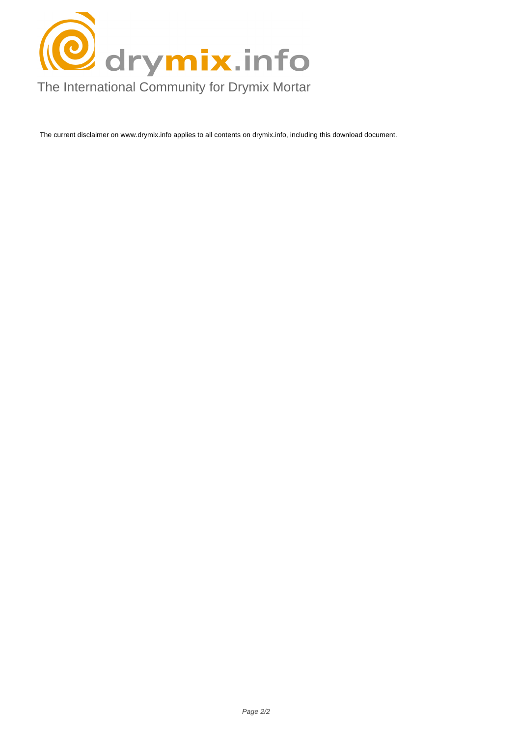The current disclaimer on www.drymix.info applies to all contents on drymix.info, including this download document.